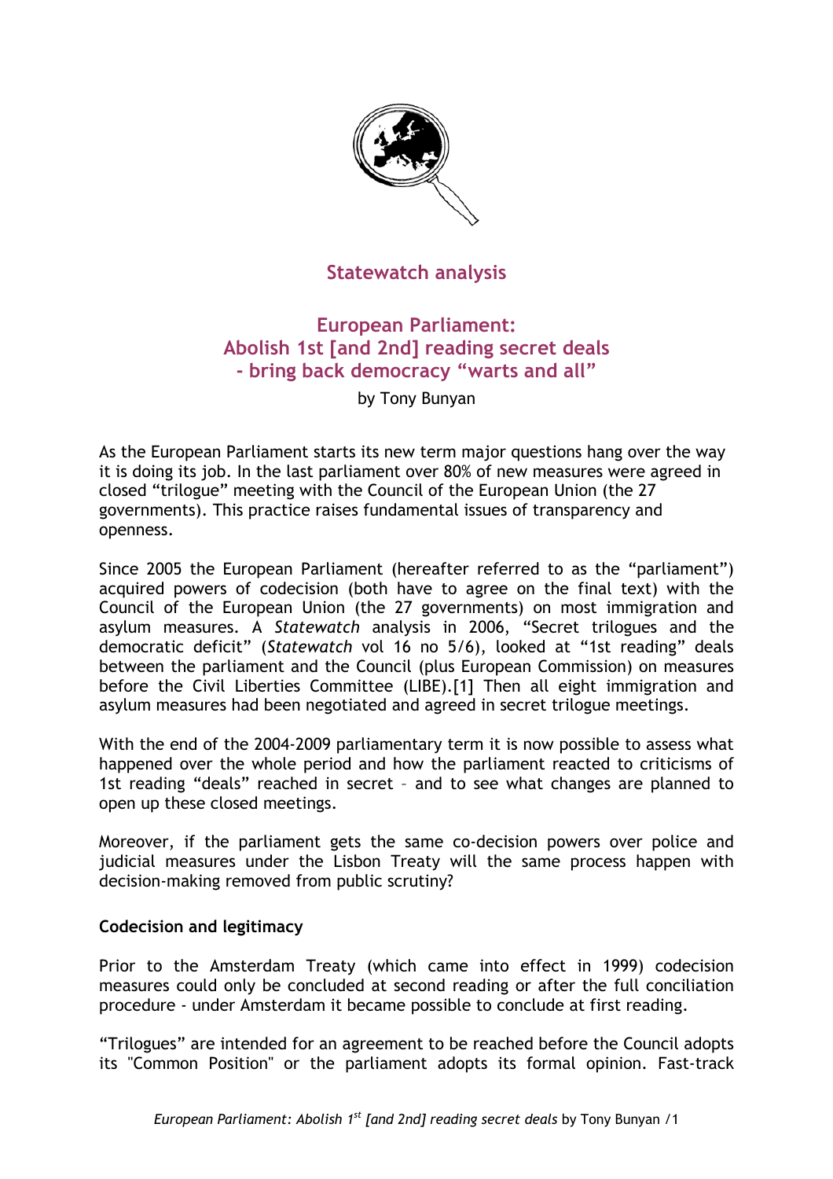## Statewatch analysis

# European Parliament: Abolish 1st [and 2nd] reading secret deals - bring back democracy "warts and all"

by Tony Bunyan

As the European Parliament starts its new term major questions hang over the way it is doing its job. In the last parliament over 80% of new measures were agreed in closed "trilogue" meeting with the Council of the European Union (the 27 governments). This practice raises fundamental issues of transparency and openness.

Since 2005 the European Parliament (hereafter referred to as the "parliament") acquired powers of codecision (both have to agree on the final text) with the Council of the European Union (the 27 governments) on most immigration and asylum measures. A *Statewatch* analysis in 2006, "Secret trilogues and the democratic deficit" (*Statewatch* vol 16 no 5/6), looked at "1st reading" deals between the parliament and the Council (plus European Commission) on measures before the Civil Liberties Committee (LIBE).[1] Then all eight immigration and asylum measures had been negotiated and agreed in secret trilogue meetings.

With the end of the 2004-2009 parliamentary term it is now possible to assess what happened over the whole period and how the parliament reacted to criticisms of 1st reading "deals" reached in secret – and to see what changes are planned to open up these closed meetings.

Moreover, if the parliament gets the same co-decision powers over police and judicial measures under the Lisbon Treaty will the same process happen with decision-making removed from public scrutiny?

### Codecision and legitimacy

Prior to the Amsterdam Treaty (which came into effect in 1999) codecision measures could only be concluded at second reading or after the full conciliation procedure - under Amsterdam it became possible to conclude at first reading.

"Trilogues" are intended for an agreement to be reached before the Council adopts its "Common Position" or the parliament adopts its formal opinion. Fast-track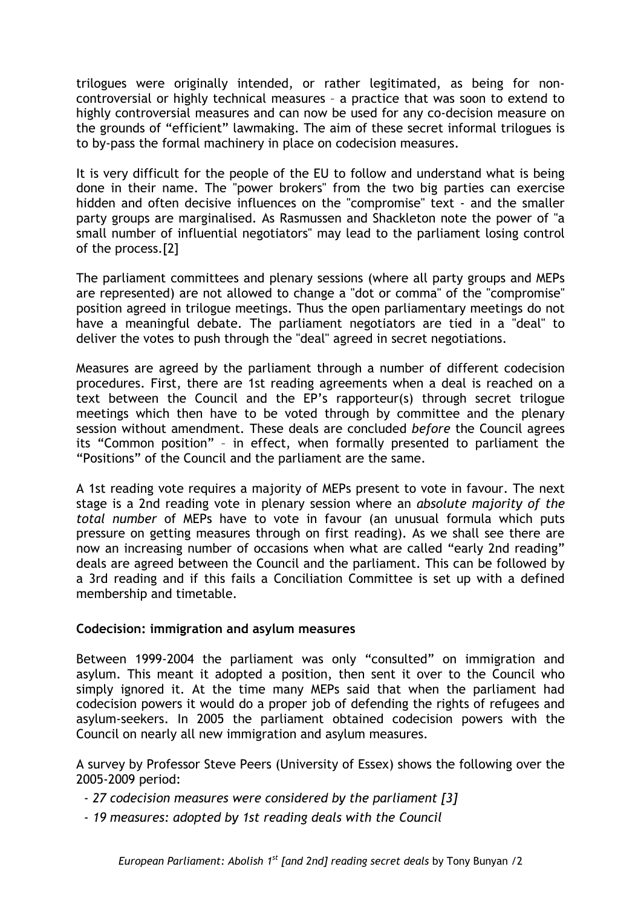trilogues were originally intended, or rather legitimated, as being for non-controversial or highly technical measures – a practice that was soon to extend to highly controversial measures and can now be used for any co-decision measure on the grounds of "efficient" lawmaking. The aim of these secret informal trilogues is to by-pass the formal machinery in place on codecision measures.

It is very difficult for the people of the EU to follow and understand what is being done in their name. The "power brokers" from the two big parties can exercise hidden and often decisive influences on the "compromise" text - and the smaller party groups are marginalised. As Rasmussen and Shackleton note the power of "a small number of influential negotiators" may lead to the parliament losing control of the process.[2]

The parliament committees and plenary sessions (where all party groups and MEPs are represented) are not allowed to change a "dot or comma" of the "compromise" position agreed in trilogue meetings. Thus the open parliamentary meetings do not have a meaningful debate. The parliament negotiators are tied in a "deal" to deliver the votes to push through the "deal" agreed in secret negotiations.

Measures are agreed by the parliament through a number of different codecision procedures. First, there are 1st reading agreements when a deal is reached on a text between the Council and the EP's rapporteur(s) through secret trilogue meetings which then have to be voted through by committee and the plenary session without amendment. These deals are concluded *before* the Council agrees its "Common position" – in effect, when formally presented to parliament the "Positions" of the Council and the parliament are the same.

A 1st reading vote requires a majority of MEPs present to vote in favour. The next stage is a 2nd reading vote in plenary session where an *absolute majority of the total number* of MEPs have to vote in favour (an unusual formula which puts pressure on getting measures through on first reading). As we shall see there are now an increasing number of occasions when what are called "early 2nd reading" deals are agreed between the Council and the parliament. This can be followed by a 3rd reading and if this fails a Conciliation Committee is set up with a defined membership and timetable.

**Codecision: immigration and asylum measures**

Between 1999-2004 the parliament was only "consulted" on immigration and asylum. This meant it adopted a position, then sent it over to the Council who simply ignored it. At the time many MEPs said that when the parliament had codecision powers it would do a proper job of defending the rights of refugees and asylum-seekers. In 2005 the parliament obtained codecision powers with the Council on nearly all new immigration and asylum measures.

A survey by Professor Steve Peers (University of Essex) shows the following over the 2005-2009 period:

- *27 codecision measures were considered by the parliament [3]*
- *19 measures: adopted by 1st reading deals with the Council*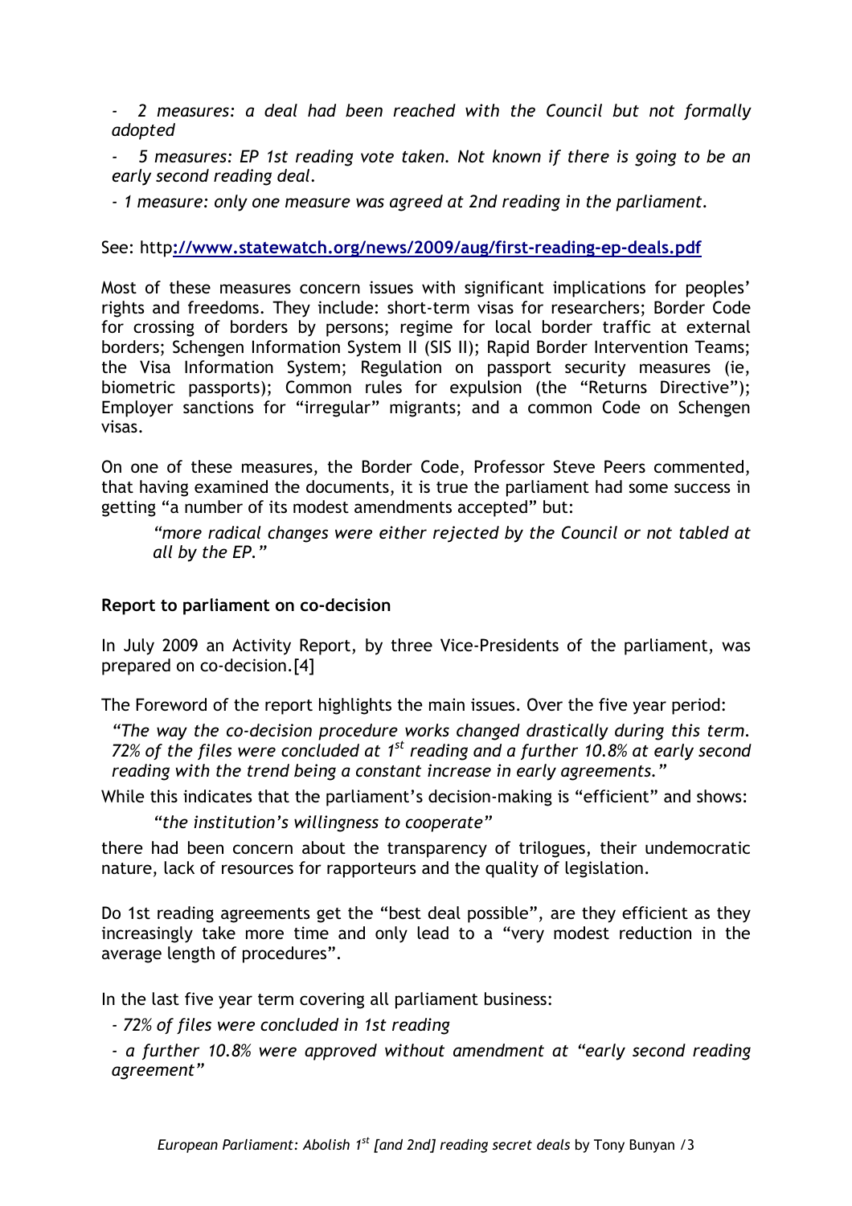- *2 measures: a deal had been reached with the Council but not formally adopted*

- *5 measures: EP 1st reading vote taken. Not known if there is going to be an early second reading deal.*

- *1 measure: only one measure was agreed at 2nd reading in the parliament.*

See: http**://www.statewatch.org/news/2009/aug/first-reading-ep-deals.pdf**

Most of these measures concern issues with significant implications for peoples' rights and freedoms. They include: short-term visas for researchers; Border Code for crossing of borders by persons; regime for local border traffic at external borders; Schengen Information System II (SIS II); Rapid Border Intervention Teams; the Visa Information System; Regulation on passport security measures (ie, biometric passports); Common rules for expulsion (the "Returns Directive"); Employer sanctions for "irregular" migrants; and a common Code on Schengen visas.

On one of these measures, the Border Code, Professor Steve Peers commented, that having examined the documents, it is true the parliament had some success in getting "a number of its modest amendments accepted" but:

> *"more radical changes were either rejected by the Council or not tabled at all by the EP."*

**Report to parliament on co-decision**

In July 2009 an Activity Report, by three Vice-Presidents of the parliament, was prepared on co-decision.[4]

The Foreword of the report highlights the main issues. Over the five year period:

> *"The way the co-decision procedure works changed drastically during this term. 72% of the files were concluded at 1st reading and a further 10.8% at early second reading with the trend being a constant increase in early agreements."*

While this indicates that the parliament's decision-making is "efficient" and shows:

> *"the institution's willingness to cooperate"*

there had been concern about the transparency of trilogues, their undemocratic nature, lack of resources for rapporteurs and the quality of legislation.

Do 1st reading agreements get the "best deal possible", are they efficient as they increasingly take more time and only lead to a "very modest reduction in the average length of procedures".

In the last five year term covering all parliament business:

- *72% of files were concluded in 1st reading*

- *a further 10.8% were approved without amendment at "early second reading agreement"*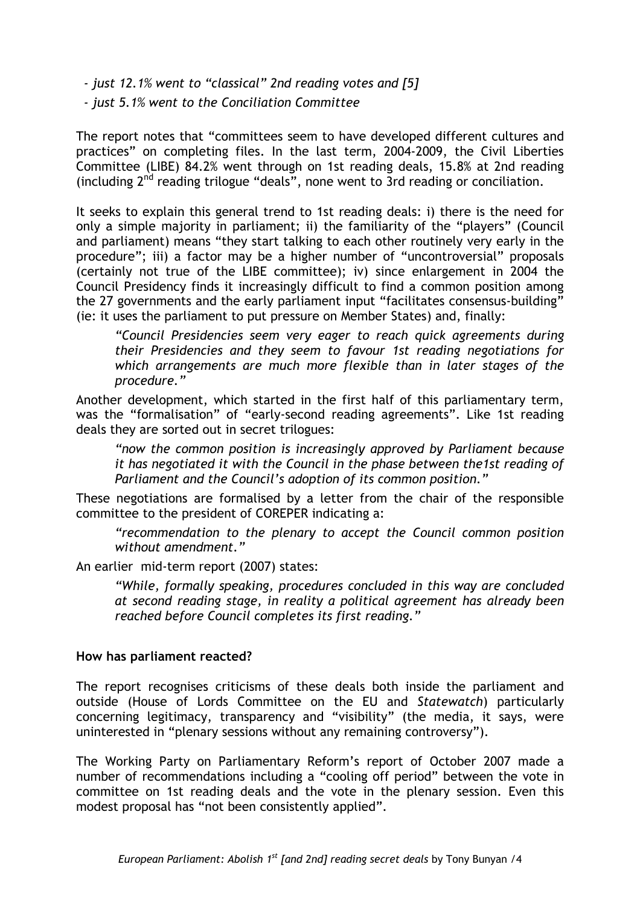- *just 12.1% went to "classical" 2nd reading votes and [5]*
- *just 5.1% went to the Conciliation Committee*

The report notes that "committees seem to have developed different cultures and practices" on completing files. In the last term, 2004-2009, the Civil Liberties Committee (LIBE) 84.2% went through on 1st reading deals, 15.8% at 2nd reading (including 2nd reading trilogue "deals", none went to 3rd reading or conciliation.

It seeks to explain this general trend to 1st reading deals: i) there is the need for only a simple majority in parliament; ii) the familiarity of the "players" (Council and parliament) means "they start talking to each other routinely very early in the procedure"; iii) a factor may be a higher number of "uncontroversial" proposals (certainly not true of the LIBE committee); iv) since enlargement in 2004 the Council Presidency finds it increasingly difficult to find a common position among the 27 governments and the early parliament input "facilitates consensus-building" (ie: it uses the parliament to put pressure on Member States) and, finally:

> *"Council Presidencies seem very eager to reach quick agreements during their Presidencies and they seem to favour 1st reading negotiations for which arrangements are much more flexible than in later stages of the procedure."*

Another development, which started in the first half of this parliamentary term, was the "formalisation" of "early-second reading agreements". Like 1st reading deals they are sorted out in secret trilogues:

> *"now the common position is increasingly approved by Parliament because it has negotiated it with the Council in the phase between the1st reading of Parliament and the Council's adoption of its common position."*

These negotiations are formalised by a letter from the chair of the responsible committee to the president of COREPER indicating a:

> *"recommendation to the plenary to accept the Council common position without amendment."*

An earlier mid-term report (2007) states:

> *"While, formally speaking, procedures concluded in this way are concluded at second reading stage, in reality a political agreement has already been reached before Council completes its first reading."*

**How has parliament reacted?**

The report recognises criticisms of these deals both inside the parliament and outside (House of Lords Committee on the EU and *Statewatch*) particularly concerning legitimacy, transparency and "visibility" (the media, it says, were uninterested in "plenary sessions without any remaining controversy").

The Working Party on Parliamentary Reform's report of October 2007 made a number of recommendations including a "cooling off period" between the vote in committee on 1st reading deals and the vote in the plenary session. Even this modest proposal has "not been consistently applied".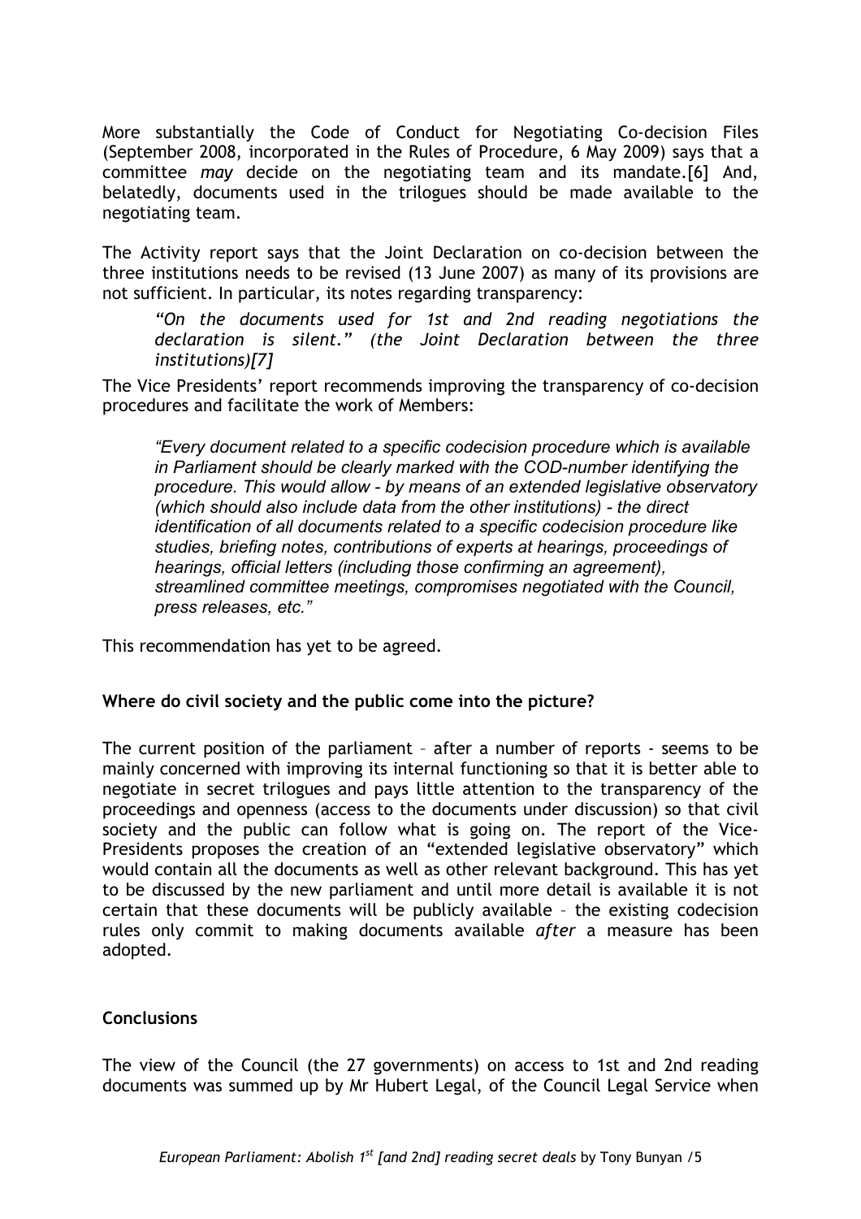More substantially the Code of Conduct for Negotiating Co-decision Files (September 2008, incorporated in the Rules of Procedure, 6 May 2009) says that a committee *may* decide on the negotiating team and its mandate.[6] And, belatedly, documents used in the trilogues should be made available to the negotiating team.

The Activity report says that the Joint Declaration on co-decision between the three institutions needs to be revised (13 June 2007) as many of its provisions are not sufficient. In particular, its notes regarding transparency:

> *"On the documents used for 1st and 2nd reading negotiations the declaration is silent." (the Joint Declaration between the three institutions)[7]*

The Vice Presidents' report recommends improving the transparency of co-decision procedures and facilitate the work of Members:

> *"Every document related to a specific codecision procedure which is available in Parliament should be clearly marked with the COD-number identifying the procedure. This would allow - by means of an extended legislative observatory (which should also include data from the other institutions) - the direct identification of all documents related to a specific codecision procedure like studies, briefing notes, contributions of experts at hearings, proceedings of hearings, official letters (including those confirming an agreement), streamlined committee meetings, compromises negotiated with the Council, press releases, etc."*

This recommendation has yet to be agreed.

**Where do civil society and the public come into the picture?**

The current position of the parliament – after a number of reports - seems to be mainly concerned with improving its internal functioning so that it is better able to negotiate in secret trilogues and pays little attention to the transparency of the proceedings and openness (access to the documents under discussion) so that civil society and the public can follow what is going on. The report of the Vice-Presidents proposes the creation of an "extended legislative observatory" which would contain all the documents as well as other relevant background. This has yet to be discussed by the new parliament and until more detail is available it is not certain that these documents will be publicly available – the existing codecision rules only commit to making documents available *after* a measure has been adopted.

**Conclusions**

The view of the Council (the 27 governments) on access to 1st and 2nd reading documents was summed up by Mr Hubert Legal, of the Council Legal Service when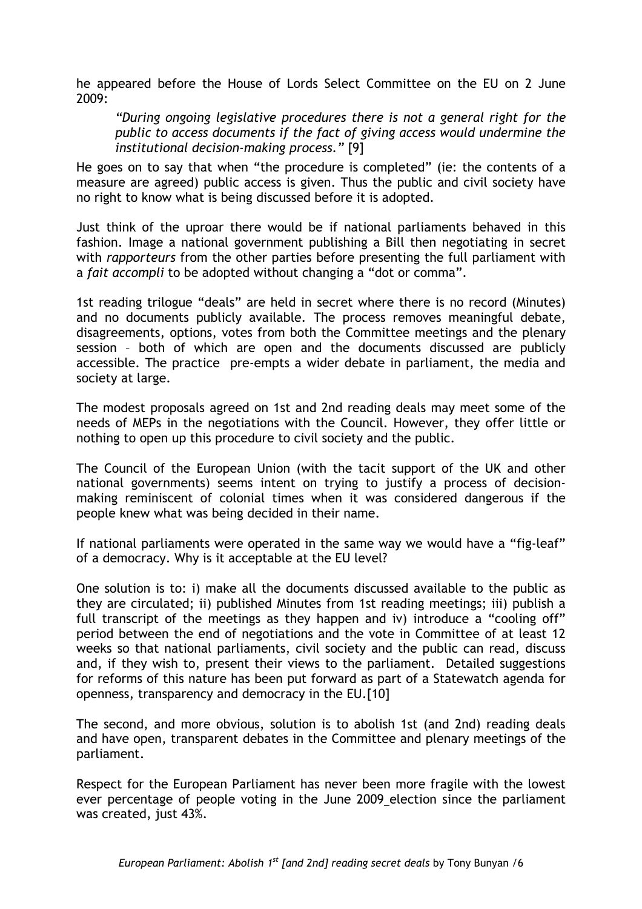he appeared before the House of Lords Select Committee on the EU on 2 June 2009:

> *"During ongoing legislative procedures there is not a general right for the public to access documents if the fact of giving access would undermine the institutional decision-making process."* [9]

He goes on to say that when "the procedure is completed" (ie: the contents of a measure are agreed) public access is given. Thus the public and civil society have no right to know what is being discussed before it is adopted.

Just think of the uproar there would be if national parliaments behaved in this fashion. Image a national government publishing a Bill then negotiating in secret with *rapporteurs* from the other parties before presenting the full parliament with a *fait accompli* to be adopted without changing a "dot or comma".

1st reading trilogue "deals" are held in secret where there is no record (Minutes) and no documents publicly available. The process removes meaningful debate, disagreements, options, votes from both the Committee meetings and the plenary session – both of which are open and the documents discussed are publicly accessible. The practice pre-empts a wider debate in parliament, the media and society at large.

The modest proposals agreed on 1st and 2nd reading deals may meet some of the needs of MEPs in the negotiations with the Council. However, they offer little or nothing to open up this procedure to civil society and the public.

The Council of the European Union (with the tacit support of the UK and other national governments) seems intent on trying to justify a process of decision-making reminiscent of colonial times when it was considered dangerous if the people knew what was being decided in their name.

If national parliaments were operated in the same way we would have a "fig-leaf" of a democracy. Why is it acceptable at the EU level?

One solution is to: i) make all the documents discussed available to the public as they are circulated; ii) published Minutes from 1st reading meetings; iii) publish a full transcript of the meetings as they happen and iv) introduce a "cooling off" period between the end of negotiations and the vote in Committee of at least 12 weeks so that national parliaments, civil society and the public can read, discuss and, if they wish to, present their views to the parliament. Detailed suggestions for reforms of this nature has been put forward as part of a Statewatch agenda for openness, transparency and democracy in the EU.[10]

The second, and more obvious, solution is to abolish 1st (and 2nd) reading deals and have open, transparent debates in the Committee and plenary meetings of the parliament.

Respect for the European Parliament has never been more fragile with the lowest ever percentage of people voting in the June 2009 election since the parliament was created, just 43%.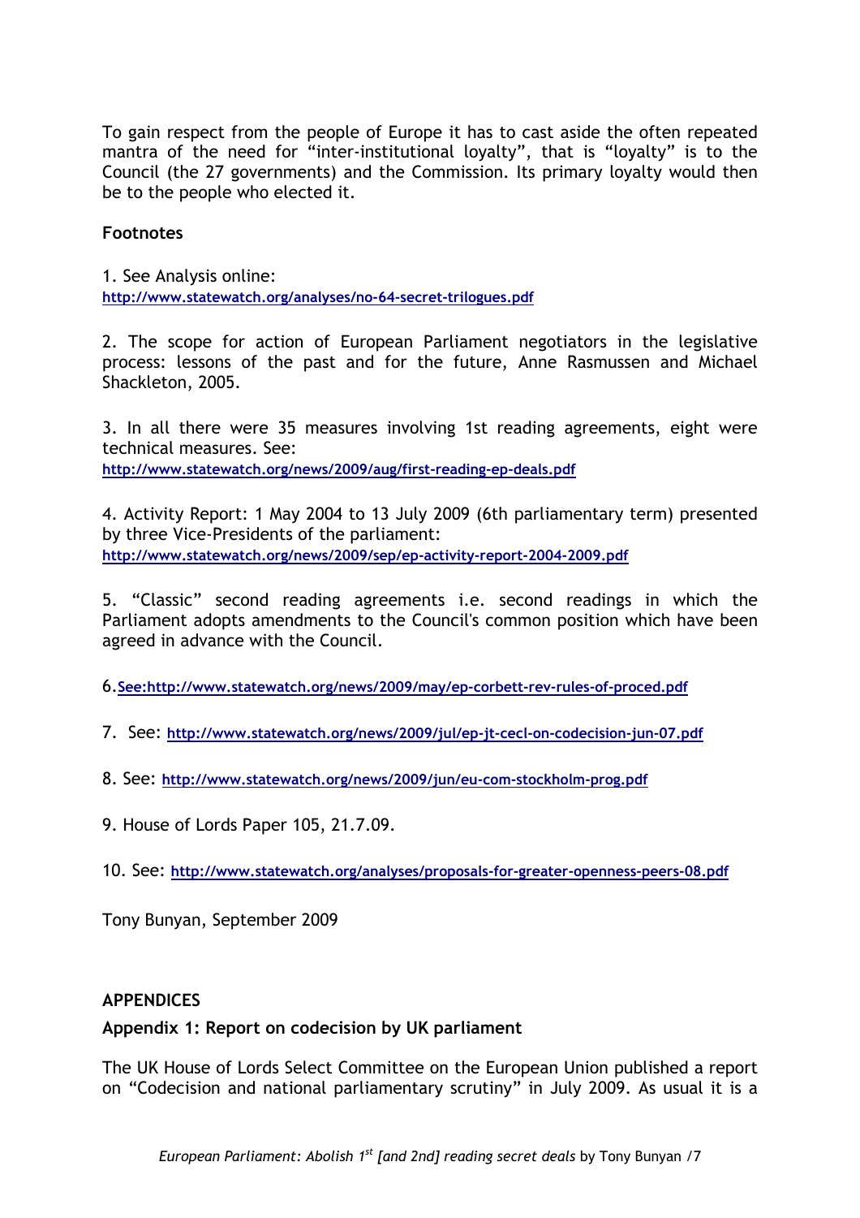To gain respect from the people of Europe it has to cast aside the often repeated mantra of the need for “inter-institutional loyalty”, that is “loyalty” is to the Council (the 27 governments) and the Commission. Its primary loyalty would then be to the people who elected it.

**Footnotes**

1. See Analysis online: http://www.statewatch.org/analyses/no-64-secret-trilogues.pdf

2. The scope for action of European Parliament negotiators in the legislative process: lessons of the past and for the future, Anne Rasmussen and Michael Shackleton, 2005.

3. In all there were 35 measures involving 1st reading agreements, eight were technical measures. See: http://www.statewatch.org/news/2009/aug/first-reading-ep-deals.pdf

4. Activity Report: 1 May 2004 to 13 July 2009 (6th parliamentary term) presented by three Vice-Presidents of the parliament: http://www.statewatch.org/news/2009/sep/ep-activity-report-2004-2009.pdf

5. “Classic” second reading agreements i.e. second readings in which the Parliament adopts amendments to the Council's common position which have been agreed in advance with the Council.

6. See:http://www.statewatch.org/news/2009/may/ep-corbett-rev-rules-of-proced.pdf

7. See: http://www.statewatch.org/news/2009/jul/ep-jt-cecl-on-codecision-jun-07.pdf

8. See: http://www.statewatch.org/news/2009/jun/eu-com-stockholm-prog.pdf

9. House of Lords Paper 105, 21.7.09.

10. See: http://www.statewatch.org/analyses/proposals-for-greater-openness-peers-08.pdf

Tony Bunyan, September 2009

## APPENDICES

### Appendix 1: Report on codecision by UK parliament

The UK House of Lords Select Committee on the European Union published a report on “Codecision and national parliamentary scrutiny” in July 2009. As usual it is a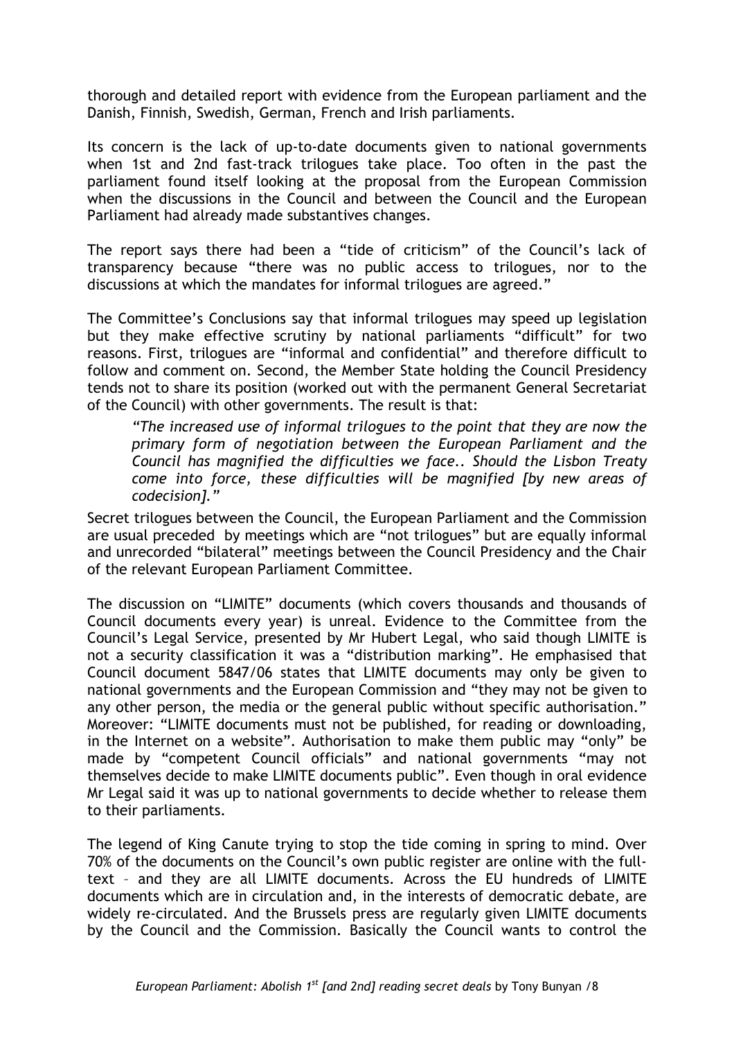thorough and detailed report with evidence from the European parliament and the Danish, Finnish, Swedish, German, French and Irish parliaments.

Its concern is the lack of up-to-date documents given to national governments when 1st and 2nd fast-track trilogues take place. Too often in the past the parliament found itself looking at the proposal from the European Commission when the discussions in the Council and between the Council and the European Parliament had already made substantives changes.

The report says there had been a "tide of criticism" of the Council's lack of transparency because "there was no public access to trilogues, nor to the discussions at which the mandates for informal trilogues are agreed."

The Committee's Conclusions say that informal trilogues may speed up legislation but they make effective scrutiny by national parliaments "difficult" for two reasons. First, trilogues are "informal and confidential" and therefore difficult to follow and comment on. Second, the Member State holding the Council Presidency tends not to share its position (worked out with the permanent General Secretariat of the Council) with other governments. The result is that:

> *"The increased use of informal trilogues to the point that they are now the primary form of negotiation between the European Parliament and the Council has magnified the difficulties we face.. Should the Lisbon Treaty come into force, these difficulties will be magnified [by new areas of codecision]."*

Secret trilogues between the Council, the European Parliament and the Commission are usual preceded by meetings which are "not trilogues" but are equally informal and unrecorded "bilateral" meetings between the Council Presidency and the Chair of the relevant European Parliament Committee.

The discussion on "LIMITE" documents (which covers thousands and thousands of Council documents every year) is unreal. Evidence to the Committee from the Council's Legal Service, presented by Mr Hubert Legal, who said though LIMITE is not a security classification it was a "distribution marking". He emphasised that Council document 5847/06 states that LIMITE documents may only be given to national governments and the European Commission and "they may not be given to any other person, the media or the general public without specific authorisation." Moreover: "LIMITE documents must not be published, for reading or downloading, in the Internet on a website". Authorisation to make them public may "only" be made by "competent Council officials" and national governments "may not themselves decide to make LIMITE documents public". Even though in oral evidence Mr Legal said it was up to national governments to decide whether to release them to their parliaments.

The legend of King Canute trying to stop the tide coming in spring to mind. Over 70% of the documents on the Council's own public register are online with the full-text – and they are all LIMITE documents. Across the EU hundreds of LIMITE documents which are in circulation and, in the interests of democratic debate, are widely re-circulated. And the Brussels press are regularly given LIMITE documents by the Council and the Commission. Basically the Council wants to control the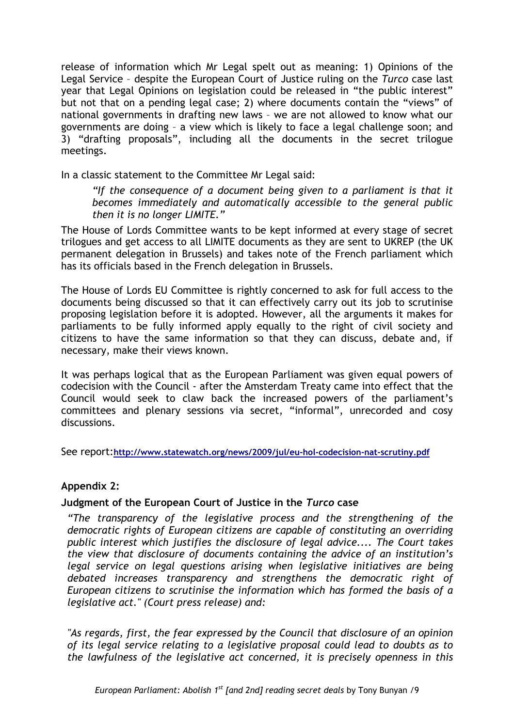release of information which Mr Legal spelt out as meaning: 1) Opinions of the Legal Service – despite the European Court of Justice ruling on the *Turco* case last year that Legal Opinions on legislation could be released in "the public interest" but not that on a pending legal case; 2) where documents contain the "views" of national governments in drafting new laws – we are not allowed to know what our governments are doing – a view which is likely to face a legal challenge soon; and 3) "drafting proposals", including all the documents in the secret trilogue meetings.

In a classic statement to the Committee Mr Legal said:

> *"If the consequence of a document being given to a parliament is that it becomes immediately and automatically accessible to the general public then it is no longer LIMITE."*

The House of Lords Committee wants to be kept informed at every stage of secret trilogues and get access to all LIMITE documents as they are sent to UKREP (the UK permanent delegation in Brussels) and takes note of the French parliament which has its officials based in the French delegation in Brussels.

The House of Lords EU Committee is rightly concerned to ask for full access to the documents being discussed so that it can effectively carry out its job to scrutinise proposing legislation before it is adopted. However, all the arguments it makes for parliaments to be fully informed apply equally to the right of civil society and citizens to have the same information so that they can discuss, debate and, if necessary, make their views known.

It was perhaps logical that as the European Parliament was given equal powers of codecision with the Council - after the Amsterdam Treaty came into effect that the Council would seek to claw back the increased powers of the parliament's committees and plenary sessions via secret, "informal", unrecorded and cosy discussions.

See report:**http://www.statewatch.org/news/2009/jul/eu-hol-codecision-nat-scrutiny.pdf**

### Appendix 2:

### Judgment of the European Court of Justice in the *Turco* case

*"The transparency of the legislative process and the strengthening of the democratic rights of European citizens are capable of constituting an overriding public interest which justifies the disclosure of legal advice.... The Court takes the view that disclosure of documents containing the advice of an institution's legal service on legal questions arising when legislative initiatives are being debated increases transparency and strengthens the democratic right of European citizens to scrutinise the information which has formed the basis of a legislative act." (Court press release) and:*

*"As regards, first, the fear expressed by the Council that disclosure of an opinion of its legal service relating to a legislative proposal could lead to doubts as to the lawfulness of the legislative act concerned, it is precisely openness in this*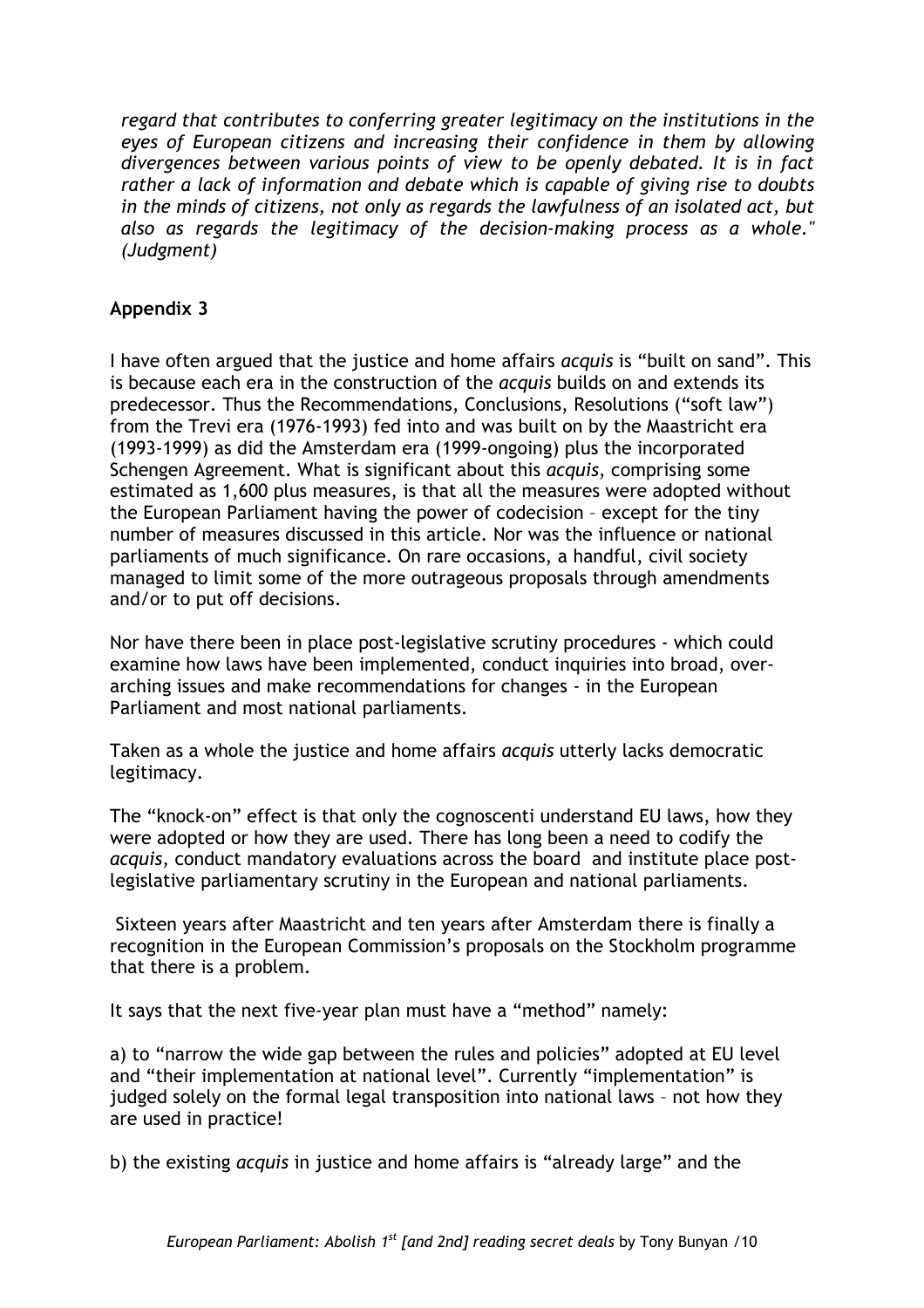*regard that contributes to conferring greater legitimacy on the institutions in the eyes of European citizens and increasing their confidence in them by allowing divergences between various points of view to be openly debated. It is in fact rather a lack of information and debate which is capable of giving rise to doubts in the minds of citizens, not only as regards the lawfulness of an isolated act, but also as regards the legitimacy of the decision-making process as a whole." (Judgment)*

**Appendix 3**

I have often argued that the justice and home affairs *acquis* is "built on sand". This is because each era in the construction of the *acquis* builds on and extends its predecessor. Thus the Recommendations, Conclusions, Resolutions ("soft law") from the Trevi era (1976-1993) fed into and was built on by the Maastricht era (1993-1999) as did the Amsterdam era (1999-ongoing) plus the incorporated Schengen Agreement. What is significant about this *acquis*, comprising some estimated as 1,600 plus measures, is that all the measures were adopted without the European Parliament having the power of codecision – except for the tiny number of measures discussed in this article. Nor was the influence or national parliaments of much significance. On rare occasions, a handful, civil society managed to limit some of the more outrageous proposals through amendments and/or to put off decisions.

Nor have there been in place post-legislative scrutiny procedures - which could examine how laws have been implemented, conduct inquiries into broad, over-arching issues and make recommendations for changes - in the European Parliament and most national parliaments.

Taken as a whole the justice and home affairs *acquis* utterly lacks democratic legitimacy.

The "knock-on" effect is that only the cognoscenti understand EU laws, how they were adopted or how they are used. There has long been a need to codify the *acquis*, conduct mandatory evaluations across the board and institute place post-legislative parliamentary scrutiny in the European and national parliaments.

Sixteen years after Maastricht and ten years after Amsterdam there is finally a recognition in the European Commission's proposals on the Stockholm programme that there is a problem.

It says that the next five-year plan must have a "method" namely:

a) to "narrow the wide gap between the rules and policies" adopted at EU level and "their implementation at national level". Currently "implementation" is judged solely on the formal legal transposition into national laws – not how they are used in practice!

b) the existing *acquis* in justice and home affairs is "already large" and the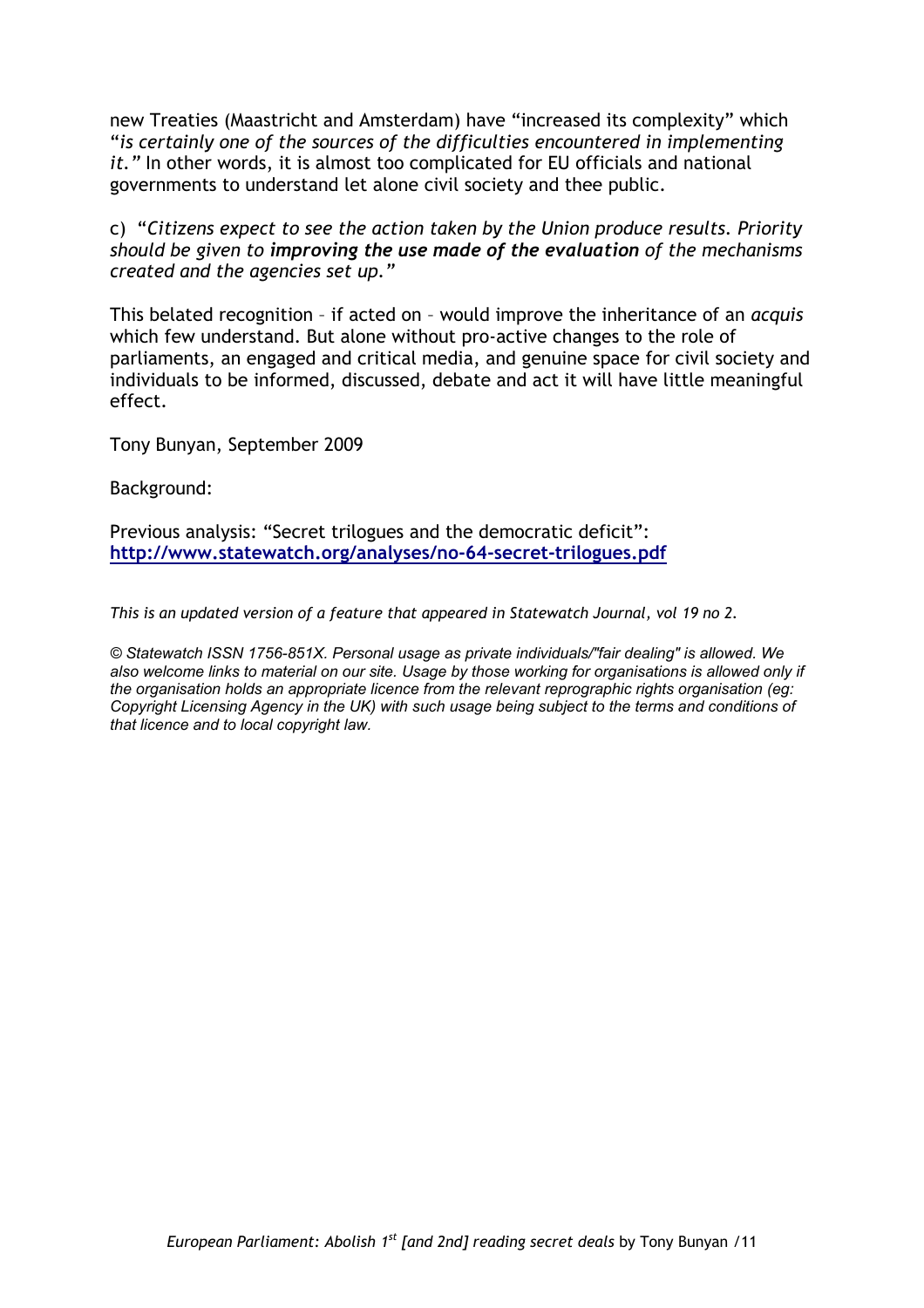new Treaties (Maastricht and Amsterdam) have "increased its complexity" which "*is certainly one of the sources of the difficulties encountered in implementing it.*" In other words, it is almost too complicated for EU officials and national governments to understand let alone civil society and thee public.

c) "*Citizens expect to see the action taken by the Union produce results. Priority should be given to **improving the use made of the evaluation** of the mechanisms created and the agencies set up.*"

This belated recognition – if acted on – would improve the inheritance of an *acquis* which few understand. But alone without pro-active changes to the role of parliaments, an engaged and critical media, and genuine space for civil society and individuals to be informed, discussed, debate and act it will have little meaningful effect.

Tony Bunyan, September 2009

Background:

Previous analysis: "Secret trilogues and the democratic deficit": **http://www.statewatch.org/analyses/no-64-secret-trilogues.pdf**

*This is an updated version of a feature that appeared in Statewatch Journal, vol 19 no 2.*

*© Statewatch ISSN 1756-851X. Personal usage as private individuals/"fair dealing" is allowed. We also welcome links to material on our site. Usage by those working for organisations is allowed only if the organisation holds an appropriate licence from the relevant reprographic rights organisation (eg: Copyright Licensing Agency in the UK) with such usage being subject to the terms and conditions of that licence and to local copyright law.*